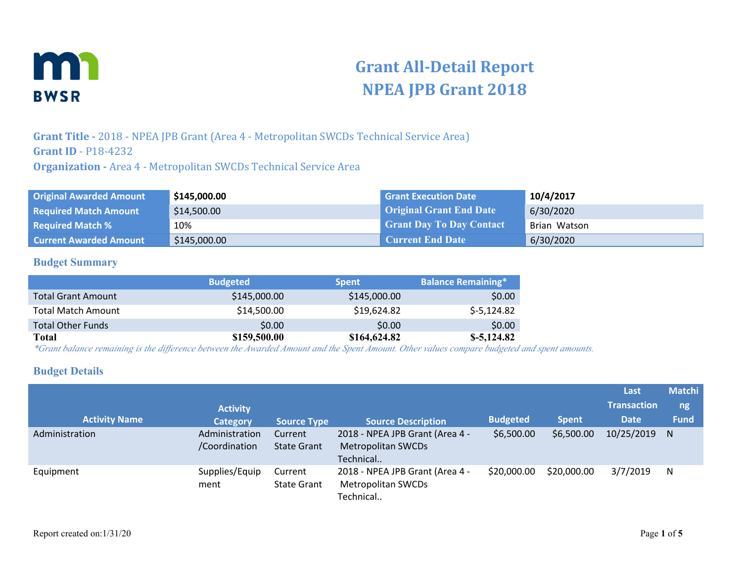# Grant All-Detail Report
# NPEA JPB Grant 2018

**Grant Title -** 2018 - NPEA JPB Grant (Area 4 - Metropolitan SWCDs Technical Service Area)
**Grant ID** - P18-4232
**Organization -** Area 4 - Metropolitan SWCDs Technical Service Area

| | | | |
|---|---|---|---|
| **Original Awarded Amount** | **$145,000.00** | **Grant Execution Date** | **10/4/2017** |
| **Required Match Amount** | $14,500.00 | **Original Grant End Date** | 6/30/2020 |
| **Required Match %** | 10% | **Grant Day To Day Contact** | Brian Watson |
| **Current Awarded Amount** | $145,000.00 | **Current End Date** | 6/30/2020 |

## Budget Summary

| | Budgeted | Spent | Balance Remaining* |
|---|---|---|---|
| Total Grant Amount | $145,000.00 | $145,000.00 | $0.00 |
| Total Match Amount | $14,500.00 | $19,624.82 | $-5,124.82 |
| Total Other Funds | $0.00 | $0.00 | $0.00 |
| **Total** | **$159,500.00** | **$164,624.82** | **$-5,124.82** |

*\*Grant balance remaining is the difference between the Awarded Amount and the Spent Amount. Other values compare budgeted and spent amounts.*

## Budget Details

| Activity Name | Activity Category | Source Type | Source Description | Budgeted | Spent | Last Transaction Date | Matching Fund |
|---|---|---|---|---|---|---|---|
| Administration | Administration /Coordination | Current State Grant | 2018 - NPEA JPB Grant (Area 4 - Metropolitan SWCDs Technical.. | $6,500.00 | $6,500.00 | 10/25/2019 | N |
| Equipment | Supplies/Equipment | Current State Grant | 2018 - NPEA JPB Grant (Area 4 - Metropolitan SWCDs Technical.. | $20,000.00 | $20,000.00 | 3/7/2019 | N |

Report created on:1/31/20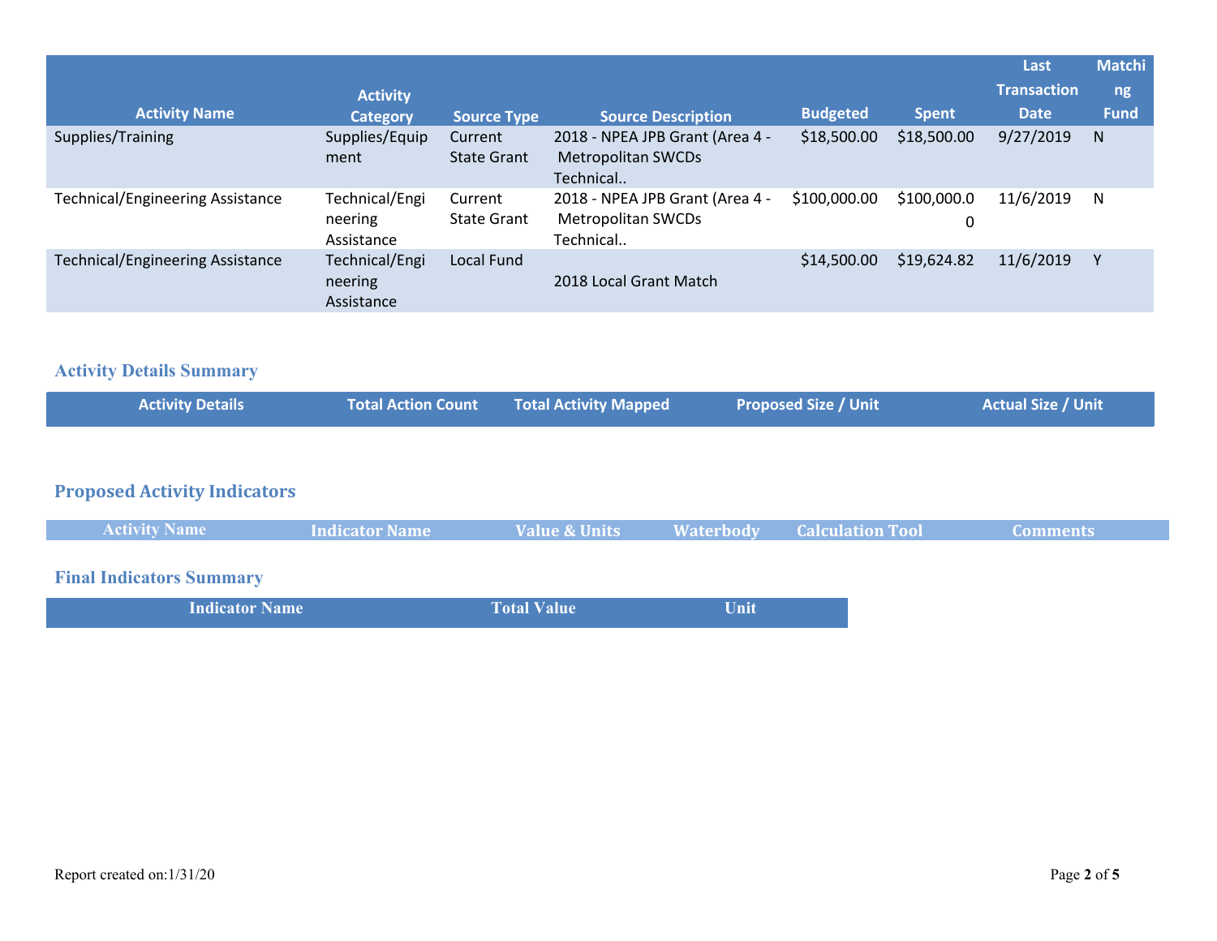| Activity Name | Activity Category | Source Type | Source Description | Budgeted | Spent | Last Transaction Date | Matching Fund |
|---|---|---|---|---|---|---|---|
| Supplies/Training | Supplies/Equipment | Current State Grant | 2018 - NPEA JPB Grant (Area 4 - Metropolitan SWCDs Technical.. | $18,500.00 | $18,500.00 | 9/27/2019 | N |
| Technical/Engineering Assistance | Technical/Engineering Assistance | Current State Grant | 2018 - NPEA JPB Grant (Area 4 - Metropolitan SWCDs Technical.. | $100,000.00 | $100,000.00 | 11/6/2019 | N |
| Technical/Engineering Assistance | Technical/Engineering Assistance | Local Fund | 2018 Local Grant Match | $14,500.00 | $19,624.82 | 11/6/2019 | Y |

## Activity Details Summary

| Activity Details | Total Action Count | Total Activity Mapped | Proposed Size / Unit | Actual Size / Unit |
|---|---|---|---|---|

## Proposed Activity Indicators

| Activity Name | Indicator Name | Value & Units | Waterbody | Calculation Tool | Comments |
|---|---|---|---|---|---|

## Final Indicators Summary

| Indicator Name | Total Value | Unit |
|---|---|---|

Report created on:1/31/20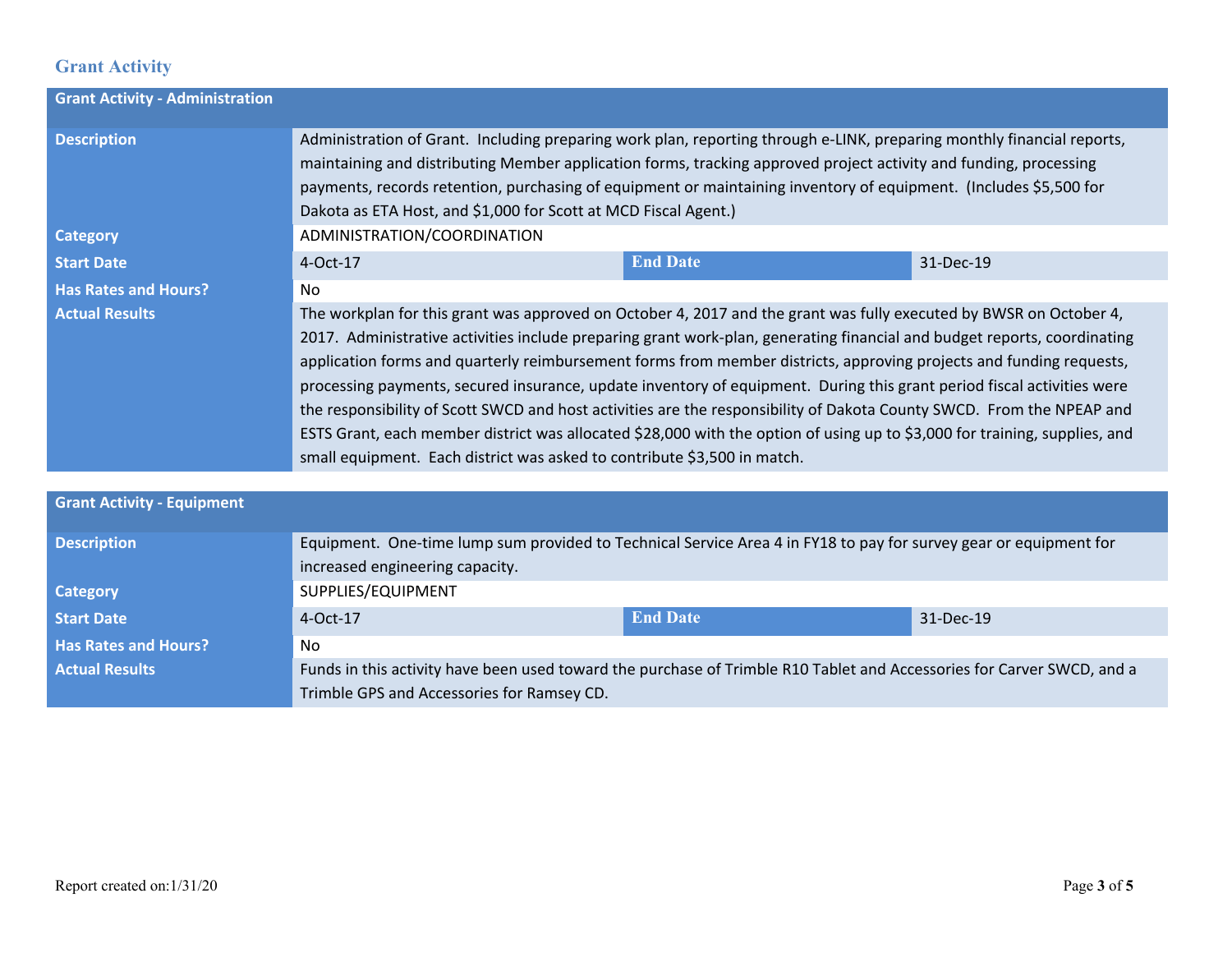## Grant Activity

| Grant Activity - Administration | | | |
|---|---|---|---|
| **Description** | Administration of Grant. Including preparing work plan, reporting through e-LINK, preparing monthly financial reports, maintaining and distributing Member application forms, tracking approved project activity and funding, processing payments, records retention, purchasing of equipment or maintaining inventory of equipment. (Includes $5,500 for Dakota as ETA Host, and $1,000 for Scott at MCD Fiscal Agent.) | | |
| **Category** | ADMINISTRATION/COORDINATION | | |
| **Start Date** | 4-Oct-17 | **End Date** | 31-Dec-19 |
| **Has Rates and Hours?** | No | | |
| **Actual Results** | The workplan for this grant was approved on October 4, 2017 and the grant was fully executed by BWSR on October 4, 2017. Administrative activities include preparing grant work-plan, generating financial and budget reports, coordinating application forms and quarterly reimbursement forms from member districts, approving projects and funding requests, processing payments, secured insurance, update inventory of equipment. During this grant period fiscal activities were the responsibility of Scott SWCD and host activities are the responsibility of Dakota County SWCD. From the NPEAP and ESTS Grant, each member district was allocated $28,000 with the option of using up to $3,000 for training, supplies, and small equipment. Each district was asked to contribute $3,500 in match. | | |

| Grant Activity - Equipment | | | |
|---|---|---|---|
| **Description** | Equipment. One-time lump sum provided to Technical Service Area 4 in FY18 to pay for survey gear or equipment for increased engineering capacity. | | |
| **Category** | SUPPLIES/EQUIPMENT | | |
| **Start Date** | 4-Oct-17 | **End Date** | 31-Dec-19 |
| **Has Rates and Hours?** | No | | |
| **Actual Results** | Funds in this activity have been used toward the purchase of Trimble R10 Tablet and Accessories for Carver SWCD, and a Trimble GPS and Accessories for Ramsey CD. | | |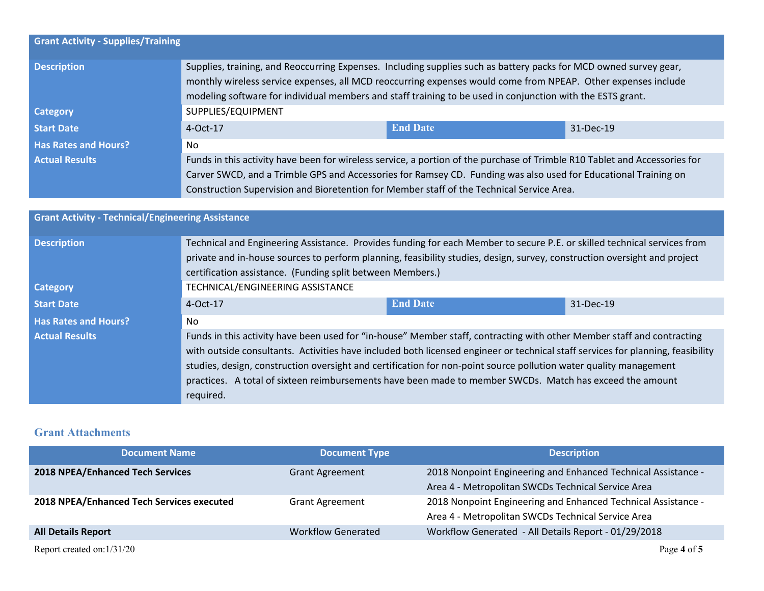| Grant Activity - Supplies/Training | | | |
|---|---|---|---|
| **Description** | Supplies, training, and Reoccurring Expenses. Including supplies such as battery packs for MCD owned survey gear, monthly wireless service expenses, all MCD reoccurring expenses would come from NPEAP. Other expenses include modeling software for individual members and staff training to be used in conjunction with the ESTS grant. | | |
| **Category** | SUPPLIES/EQUIPMENT | | |
| **Start Date** | 4-Oct-17 | **End Date** | 31-Dec-19 |
| **Has Rates and Hours?** | No | | |
| **Actual Results** | Funds in this activity have been for wireless service, a portion of the purchase of Trimble R10 Tablet and Accessories for Carver SWCD, and a Trimble GPS and Accessories for Ramsey CD. Funding was also used for Educational Training on Construction Supervision and Bioretention for Member staff of the Technical Service Area. | | |

| Grant Activity - Technical/Engineering Assistance | | | |
|---|---|---|---|
| **Description** | Technical and Engineering Assistance. Provides funding for each Member to secure P.E. or skilled technical services from private and in-house sources to perform planning, feasibility studies, design, survey, construction oversight and project certification assistance. (Funding split between Members.) | | |
| **Category** | TECHNICAL/ENGINEERING ASSISTANCE | | |
| **Start Date** | 4-Oct-17 | **End Date** | 31-Dec-19 |
| **Has Rates and Hours?** | No | | |
| **Actual Results** | Funds in this activity have been used for "in-house" Member staff, contracting with other Member staff and contracting with outside consultants. Activities have included both licensed engineer or technical staff services for planning, feasibility studies, design, construction oversight and certification for non-point source pollution water quality management practices. A total of sixteen reimbursements have been made to member SWCDs. Match has exceed the amount required. | | |

## Grant Attachments

| Document Name | Document Type | Description |
|---|---|---|
| **2018 NPEA/Enhanced Tech Services** | Grant Agreement | 2018 Nonpoint Engineering and Enhanced Technical Assistance - Area 4 - Metropolitan SWCDs Technical Service Area |
| **2018 NPEA/Enhanced Tech Services executed** | Grant Agreement | 2018 Nonpoint Engineering and Enhanced Technical Assistance - Area 4 - Metropolitan SWCDs Technical Service Area |
| **All Details Report** | Workflow Generated | Workflow Generated - All Details Report - 01/29/2018 |

Report created on:1/31/20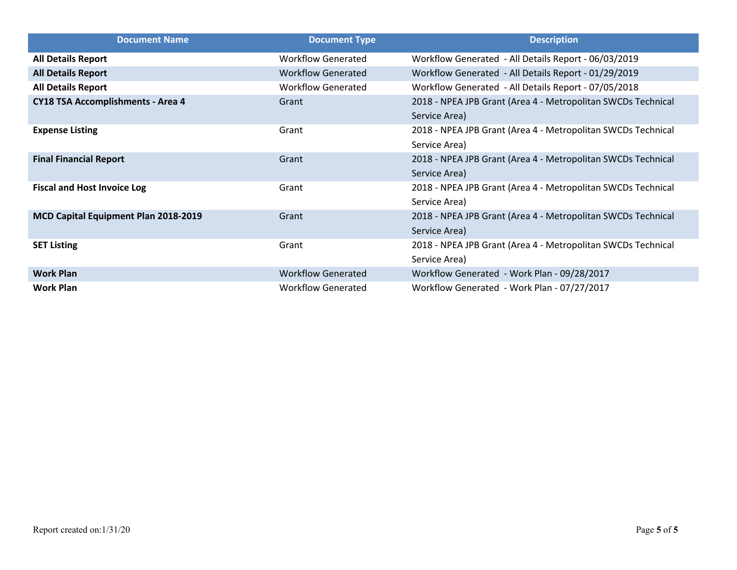| Document Name | Document Type | Description |
|---|---|---|
| **All Details Report** | Workflow Generated | Workflow Generated - All Details Report - 06/03/2019 |
| **All Details Report** | Workflow Generated | Workflow Generated - All Details Report - 01/29/2019 |
| **All Details Report** | Workflow Generated | Workflow Generated - All Details Report - 07/05/2018 |
| **CY18 TSA Accomplishments - Area 4** | Grant | 2018 - NPEA JPB Grant (Area 4 - Metropolitan SWCDs Technical Service Area) |
| **Expense Listing** | Grant | 2018 - NPEA JPB Grant (Area 4 - Metropolitan SWCDs Technical Service Area) |
| **Final Financial Report** | Grant | 2018 - NPEA JPB Grant (Area 4 - Metropolitan SWCDs Technical Service Area) |
| **Fiscal and Host Invoice Log** | Grant | 2018 - NPEA JPB Grant (Area 4 - Metropolitan SWCDs Technical Service Area) |
| **MCD Capital Equipment Plan 2018-2019** | Grant | 2018 - NPEA JPB Grant (Area 4 - Metropolitan SWCDs Technical Service Area) |
| **SET Listing** | Grant | 2018 - NPEA JPB Grant (Area 4 - Metropolitan SWCDs Technical Service Area) |
| **Work Plan** | Workflow Generated | Workflow Generated - Work Plan - 09/28/2017 |
| **Work Plan** | Workflow Generated | Workflow Generated - Work Plan - 07/27/2017 |

Report created on:1/31/20